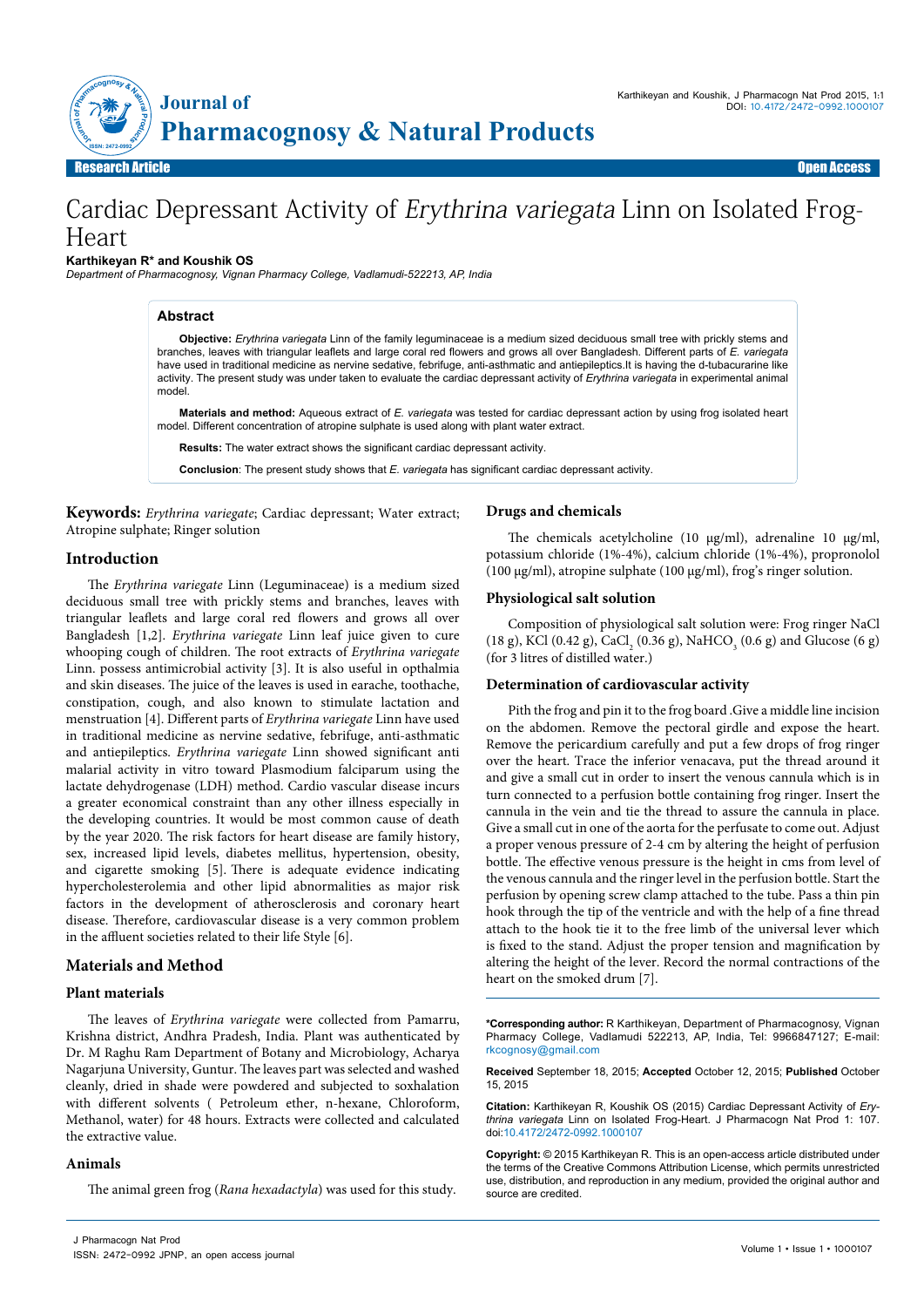Research Article | Open Access

# Cardiac Depressant Activity of *Erythrina variegata* Linn on Isolated Frog-Heart

**Karthikeyan R\* and Koushik OS**

*Department of Pharmacognosy, Vignan Pharmacy College, Vadlamudi-522213, AP, India*

## Abstract

**Objective:** *Erythrina variegata* Linn of the family leguminaceae is a medium sized deciduous small tree with prickly stems and branches, leaves with triangular leaflets and large coral red flowers and grows all over Bangladesh. Different parts of *E. variegata* have used in traditional medicine as nervine sedative, febrifuge, anti-asthmatic and antiepileptics.It is having the d-tubacurarine like activity. The present study was under taken to evaluate the cardiac depressant activity of *Erythrina variegata* in experimental animal model.

**Materials and method:** Aqueous extract of *E. variegata* was tested for cardiac depressant action by using frog isolated heart model. Different concentration of atropine sulphate is used along with plant water extract.

**Results:** The water extract shows the significant cardiac depressant activity.

**Conclusion**: The present study shows that *E. variegata* has significant cardiac depressant activity.

**Keywords:** *Erythrina variegate*; Cardiac depressant; Water extract; Atropine sulphate; Ringer solution

## Introduction

The *Erythrina variegate* Linn (Leguminaceae) is a medium sized deciduous small tree with prickly stems and branches, leaves with triangular leaflets and large coral red flowers and grows all over Bangladesh [1,2]. *Erythrina variegate* Linn leaf juice given to cure whooping cough of children. The root extracts of *Erythrina variegate* Linn. possess antimicrobial activity [3]. It is also useful in opthalmia and skin diseases. The juice of the leaves is used in earache, toothache, constipation, cough, and also known to stimulate lactation and menstruation [4]. Different parts of *Erythrina variegate* Linn have used in traditional medicine as nervine sedative, febrifuge, anti-asthmatic and antiepileptics. *Erythrina variegate* Linn showed significant anti malarial activity in vitro toward Plasmodium falciparum using the lactate dehydrogenase (LDH) method. Cardio vascular disease incurs a greater economical constraint than any other illness especially in the developing countries. It would be most common cause of death by the year 2020. The risk factors for heart disease are family history, sex, increased lipid levels, diabetes mellitus, hypertension, obesity, and cigarette smoking [5]. There is adequate evidence indicating hypercholesterolemia and other lipid abnormalities as major risk factors in the development of atherosclerosis and coronary heart disease. Therefore, cardiovascular disease is a very common problem in the affluent societies related to their life Style [6].

## Materials and Method

### Plant materials

The leaves of *Erythrina variegate* were collected from Pamarru, Krishna district, Andhra Pradesh, India. Plant was authenticated by Dr. M Raghu Ram Department of Botany and Microbiology, Acharya Nagarjuna University, Guntur. The leaves part was selected and washed cleanly, dried in shade were powdered and subjected to soxhalation with different solvents ( Petroleum ether, n-hexane, Chloroform, Methanol, water) for 48 hours. Extracts were collected and calculated the extractive value.

### Animals

The animal green frog (*Rana hexadactyla*) was used for this study.

### Drugs and chemicals

The chemicals acetylcholine (10 μg/ml), adrenaline 10 μg/ml, potassium chloride (1%-4%), calcium chloride (1%-4%), propronolol (100 μg/ml), atropine sulphate (100 μg/ml), frog's ringer solution.

### Physiological salt solution

Composition of physiological salt solution were: Frog ringer NaCl (18 g), KCl (0.42 g), $CaCl_2$ (0.36 g), $NaHCO_3$ (0.6 g) and Glucose (6 g) (for 3 litres of distilled water.)

### Determination of cardiovascular activity

Pith the frog and pin it to the frog board .Give a middle line incision on the abdomen. Remove the pectoral girdle and expose the heart. Remove the pericardium carefully and put a few drops of frog ringer over the heart. Trace the inferior venacava, put the thread around it and give a small cut in order to insert the venous cannula which is in turn connected to a perfusion bottle containing frog ringer. Insert the cannula in the vein and tie the thread to assure the cannula in place. Give a small cut in one of the aorta for the perfusate to come out. Adjust a proper venous pressure of 2-4 cm by altering the height of perfusion bottle. The effective venous pressure is the height in cms from level of the venous cannula and the ringer level in the perfusion bottle. Start the perfusion by opening screw clamp attached to the tube. Pass a thin pin hook through the tip of the ventricle and with the help of a fine thread attach to the hook tie it to the free limb of the universal lever which is fixed to the stand. Adjust the proper tension and magnification by altering the height of the lever. Record the normal contractions of the heart on the smoked drum [7].

---

**\*Corresponding author:** R Karthikeyan, Department of Pharmacognosy, Vignan Pharmacy College, Vadlamudi 522213, AP, India, Tel: 9966847127; E-mail: rkcognosy@gmail.com

**Received** September 18, 2015; **Accepted** October 12, 2015; **Published** October 15, 2015

**Citation:** Karthikeyan R, Koushik OS (2015) Cardiac Depressant Activity of *Erythrina variegata* Linn on Isolated Frog-Heart. J Pharmacogn Nat Prod 1: 107. doi:10.4172/2472-0992.1000107

**Copyright:** © 2015 Karthikeyan R. This is an open-access article distributed under the terms of the Creative Commons Attribution License, which permits unrestricted use, distribution, and reproduction in any medium, provided the original author and source are credited.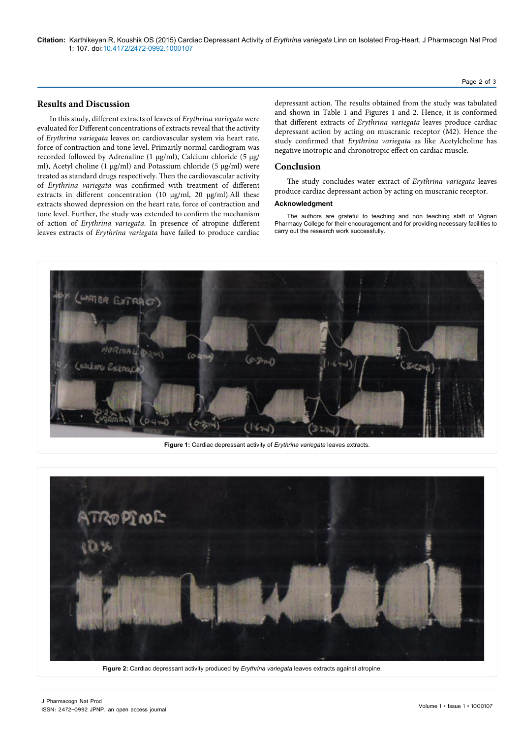## Results and Discussion

In this study, different extracts of leaves of *Erythrina variegata* were evaluated for Different concentrations of extracts reveal that the activity of *Erythrina variegata* leaves on cardiovascular system via heart rate, force of contraction and tone level. Primarily normal cardiogram was recorded followed by Adrenaline (1 µg/ml), Calcium chloride (5 µg/ml), Acetyl choline (1 µg/ml) and Potassium chloride (5 µg/ml) were treated as standard drugs respectively. Then the cardiovascular activity of *Erythrina variegata* was confirmed with treatment of different extracts in different concentration (10 µg/ml, 20 µg/ml).All these extracts showed depression on the heart rate, force of contraction and tone level. Further, the study was extended to confirm the mechanism of action of *Erythrina variegata*. In presence of atropine different leaves extracts of *Erythrina variegata* have failed to produce cardiac depressant action. The results obtained from the study was tabulated and shown in Table 1 and Figures 1 and 2. Hence, it is conformed that different extracts of *Erythrina variegata* leaves produce cardiac depressant action by acting on muscranic receptor (M2). Hence the study confirmed that *Erythrina variegata* as like Acetylcholine has negative inotropic and chronotropic effect on cardiac muscle.

## Conclusion

The study concludes water extract of *Erythrina variegata* leaves produce cardiac depressant action by acting on muscranic receptor.

### Acknowledgment

The authors are grateful to teaching and non teaching staff of Vignan Pharmacy College for their encouragement and for providing necessary facilities to carry out the research work successfully.

**Figure 1:** Cardiac depressant activity of *Erythrina variegata* leaves extracts.

**Figure 2:** Cardiac depressant activity produced by *Erythrina variegata* leaves extracts against atropine.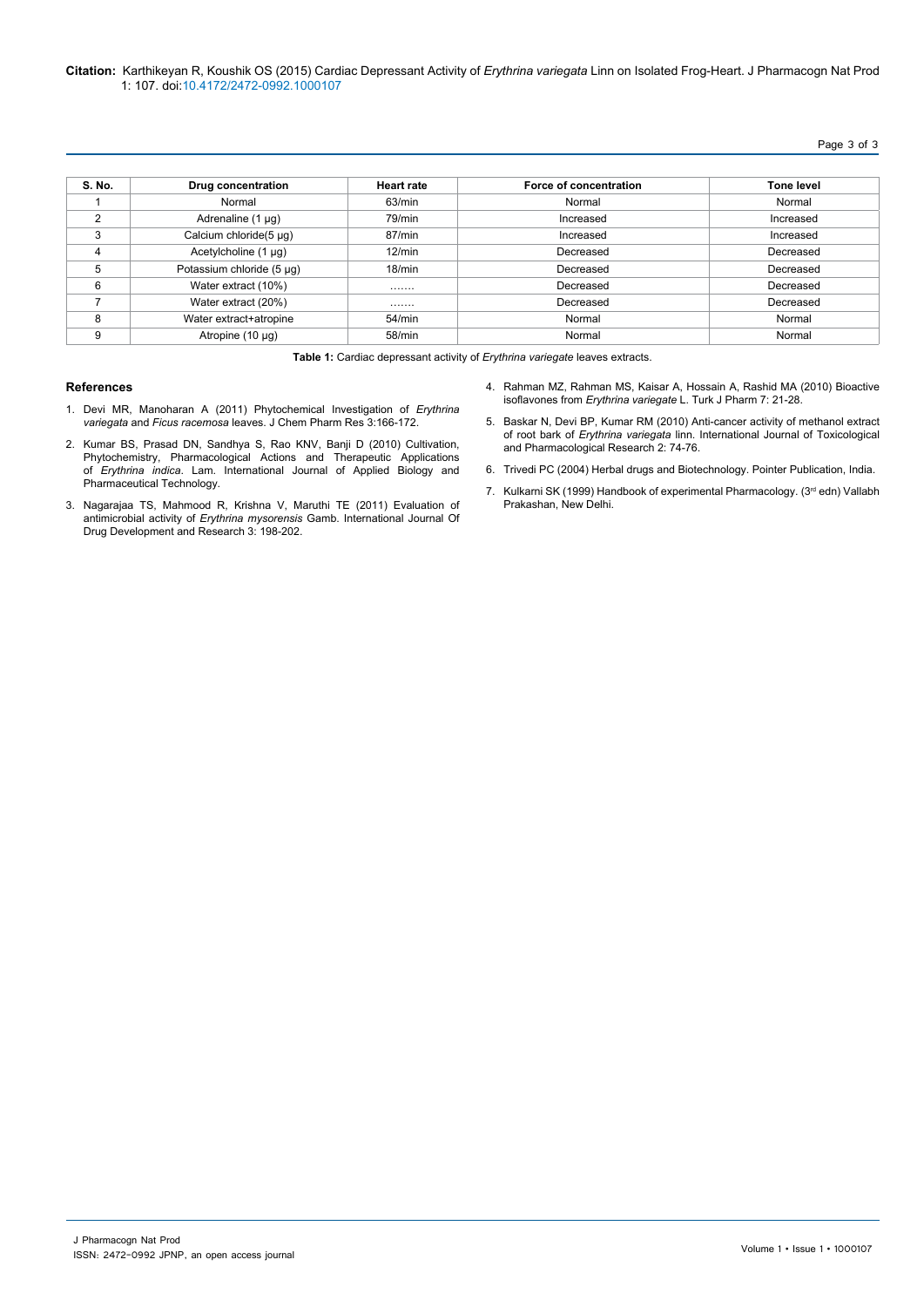| S. No. | Drug concentration | Heart rate | Force of concentration | Tone level |
|---|---|---|---|---|
| 1 | Normal | 63/min | Normal | Normal |
| 2 | Adrenaline (1 μg) | 79/min | Increased | Increased |
| 3 | Calcium chloride(5 μg) | 87/min | Increased | Increased |
| 4 | Acetylcholine (1 μg) | 12/min | Decreased | Decreased |
| 5 | Potassium chloride (5 μg) | 18/min | Decreased | Decreased |
| 6 | Water extract (10%) | ……. | Decreased | Decreased |
| 7 | Water extract (20%) | ……. | Decreased | Decreased |
| 8 | Water extract+atropine | 54/min | Normal | Normal |
| 9 | Atropine (10 μg) | 58/min | Normal | Normal |

**Table 1:** Cardiac depressant activity of *Erythrina variegate* leaves extracts.

### References

1. Devi MR, Manoharan A (2011) Phytochemical Investigation of *Erythrina variegata* and *Ficus racemosa* leaves. J Chem Pharm Res 3:166-172.
2. Kumar BS, Prasad DN, Sandhya S, Rao KNV, Banji D (2010) Cultivation, Phytochemistry, Pharmacological Actions and Therapeutic Applications of *Erythrina indica*. Lam. International Journal of Applied Biology and Pharmaceutical Technology.
3. Nagarajaa TS, Mahmood R, Krishna V, Maruthi TE (2011) Evaluation of antimicrobial activity of *Erythrina mysorensis* Gamb. International Journal Of Drug Development and Research 3: 198-202.
4. Rahman MZ, Rahman MS, Kaisar A, Hossain A, Rashid MA (2010) Bioactive isoflavones from *Erythrina variegate* L. Turk J Pharm 7: 21-28.
5. Baskar N, Devi BP, Kumar RM (2010) Anti-cancer activity of methanol extract of root bark of *Erythrina variegata* linn. International Journal of Toxicological and Pharmacological Research 2: 74-76.
6. Trivedi PC (2004) Herbal drugs and Biotechnology. Pointer Publication, India.
7. Kulkarni SK (1999) Handbook of experimental Pharmacology. (3rd edn) Vallabh Prakashan, New Delhi.